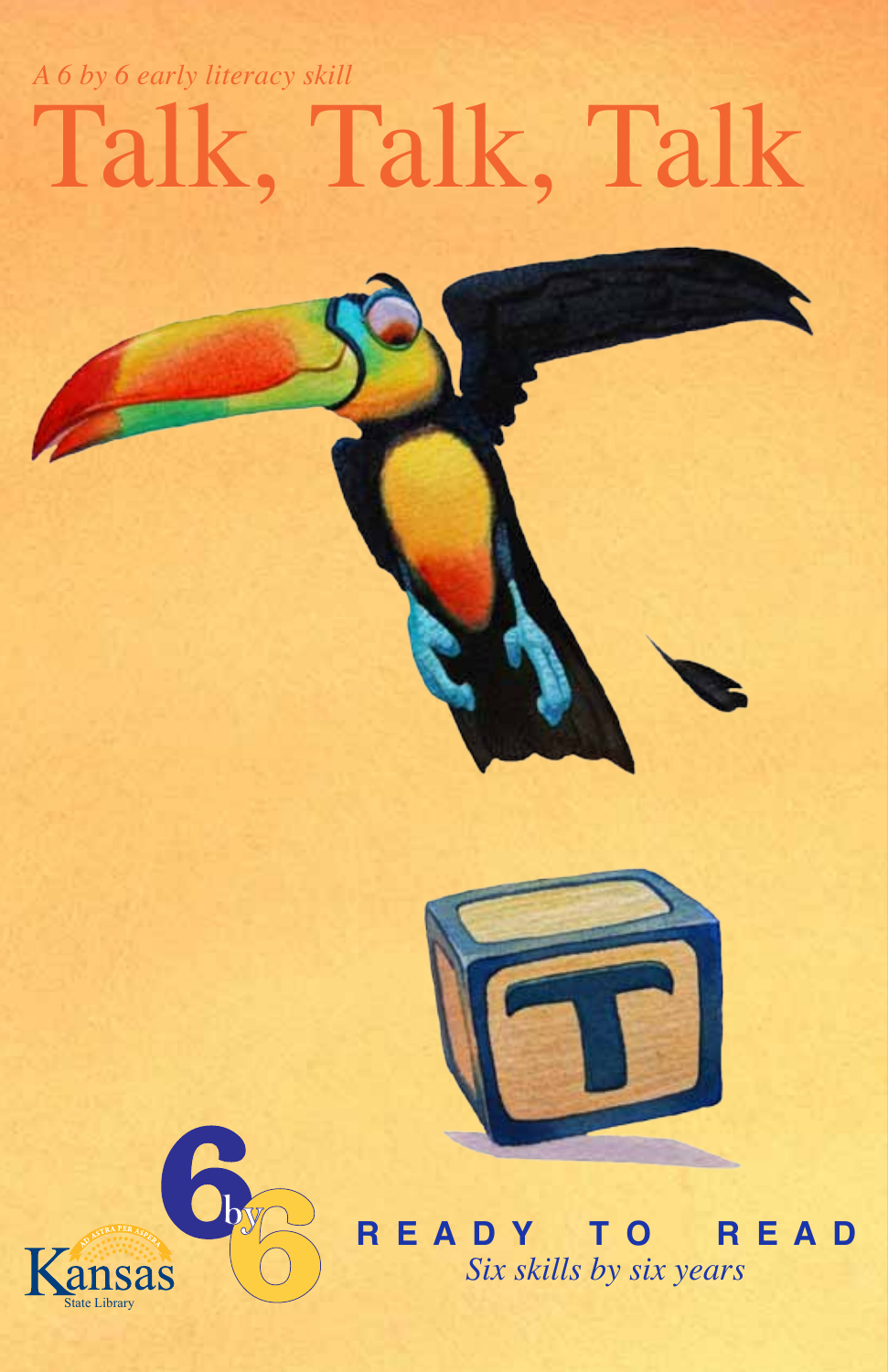*A 6 by 6 early literacy skill*

# Talk, Talk, Talk

Kansas State Library

6 by 6

**READY TO READ**

*Six skills by six years*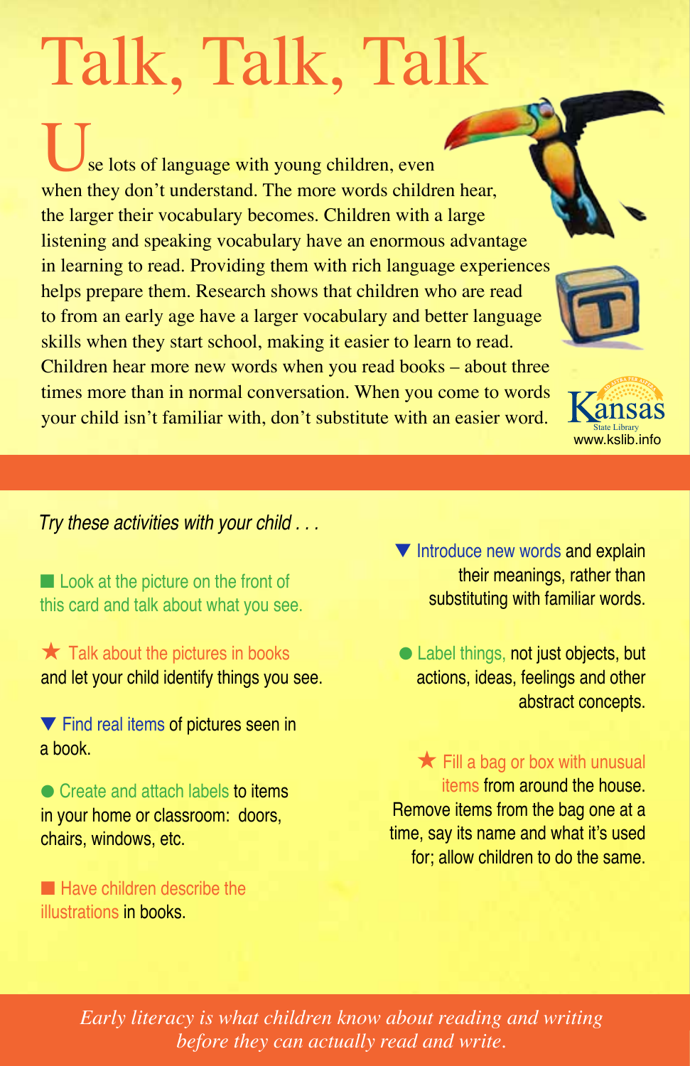# Talk, Talk, Talk

Use lots of language with young children, even when they don't understand. The more words children hear, the larger their vocabulary becomes. Children with a large listening and speaking vocabulary have an enormous advantage in learning to read. Providing them with rich language experiences helps prepare them. Research shows that children who are read to from an early age have a larger vocabulary and better language skills when they start school, making it easier to learn to read. Children hear more new words when you read books – about three times more than in normal conversation. When you come to words your child isn't familiar with, don't substitute with an easier word.

Kansas State Library
www.kslib.info

*Try these activities with your child . . .*

- ■ Look at the picture on the front of this card and talk about what you see.
- ★ Talk about the pictures in books and let your child identify things you see.
- ▼ Find real items of pictures seen in a book.
- ● Create and attach labels to items in your home or classroom: doors, chairs, windows, etc.
- ■ Have children describe the illustrations in books.
- ▼ Introduce new words and explain their meanings, rather than substituting with familiar words.
- ● Label things, not just objects, but actions, ideas, feelings and other abstract concepts.
- ★ Fill a bag or box with unusual items from around the house. Remove items from the bag one at a time, say its name and what it's used for; allow children to do the same.

*Early literacy is what children know about reading and writing before they can actually read and write.*